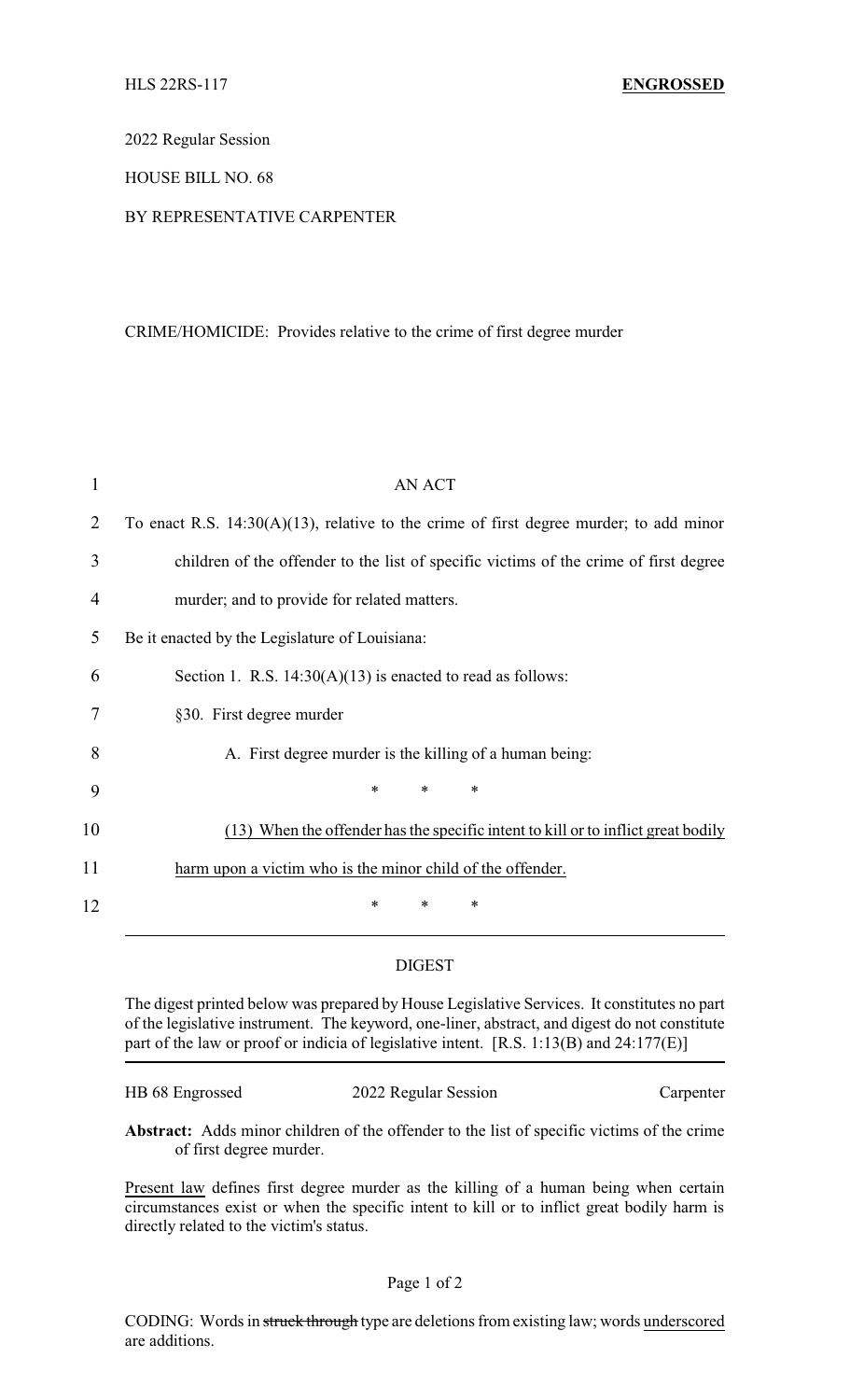HLS 22RS-117 **ENGROSSED**

2022 Regular Session

HOUSE BILL NO. 68

BY REPRESENTATIVE CARPENTER

CRIME/HOMICIDE: Provides relative to the crime of first degree murder

AN ACT

To enact R.S. 14:30(A)(13), relative to the crime of first degree murder; to add minor children of the offender to the list of specific victims of the crime of first degree murder; and to provide for related matters.

Be it enacted by the Legislature of Louisiana:

Section 1. R.S. 14:30(A)(13) is enacted to read as follows:

§30. First degree murder

A. First degree murder is the killing of a human being:

\* \* \*

<u>(13) When the offender has the specific intent to kill or to inflict great bodily harm upon a victim who is the minor child of the offender.</u>

\* \* \*

---

DIGEST

The digest printed below was prepared by House Legislative Services. It constitutes no part of the legislative instrument. The keyword, one-liner, abstract, and digest do not constitute part of the law or proof or indicia of legislative intent. [R.S. 1:13(B) and 24:177(E)]

HB 68 Engrossed 2022 Regular Session Carpenter

**Abstract:** Adds minor children of the offender to the list of specific victims of the crime of first degree murder.

<u>Present law</u> defines first degree murder as the killing of a human being when certain circumstances exist or when the specific intent to kill or to inflict great bodily harm is directly related to the victim's status.

CODING: Words in ~~struck through~~ type are deletions from existing law; words <u>underscored</u> are additions.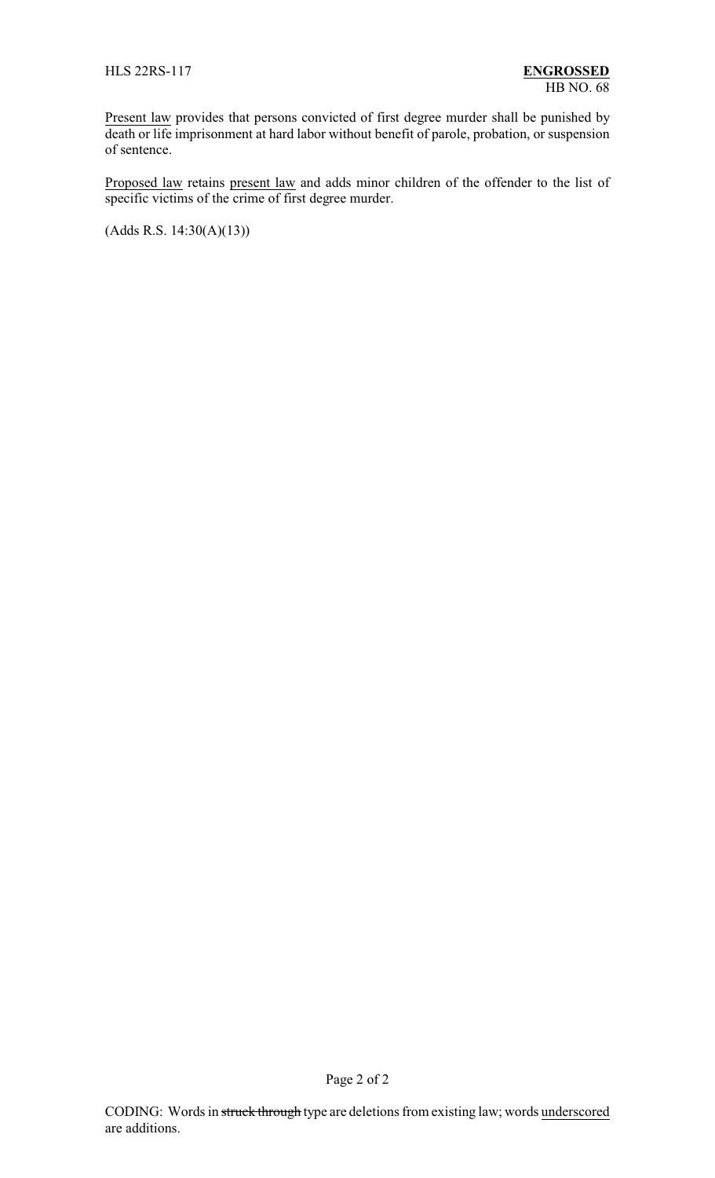Present law provides that persons convicted of first degree murder shall be punished by death or life imprisonment at hard labor without benefit of parole, probation, or suspension of sentence.

Proposed law retains present law and adds minor children of the offender to the list of specific victims of the crime of first degree murder.

(Adds R.S. 14:30(A)(13))